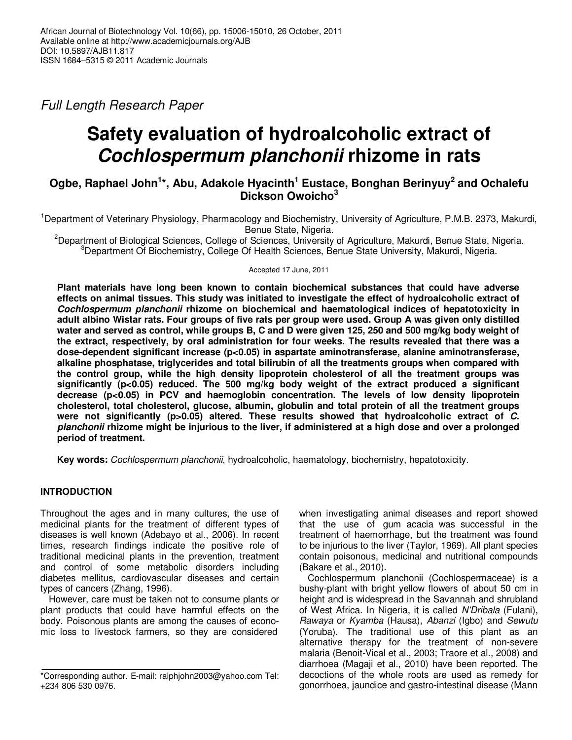*Full Length Research Paper*

# Safety evaluation of hydroalcoholic extract of *Cochlospermum planchonii* rhizome in rats

**Ogbe, Raphael John[1]\*, Abu, Adakole Hyacinth[1] Eustace, Bonghan Berinyuy[2] and Ochalefu Dickson Owoicho[3]**

[1]Department of Veterinary Physiology, Pharmacology and Biochemistry, University of Agriculture, P.M.B. 2373, Makurdi, Benue State, Nigeria.
[2]Department of Biological Sciences, College of Sciences, University of Agriculture, Makurdi, Benue State, Nigeria.
[3]Department Of Biochemistry, College Of Health Sciences, Benue State University, Makurdi, Nigeria.

Accepted 17 June, 2011

**Plant materials have long been known to contain biochemical substances that could have adverse effects on animal tissues. This study was initiated to investigate the effect of hydroalcoholic extract of *Cochlospermum planchonii* rhizome on biochemical and haematological indices of hepatotoxicity in adult albino Wistar rats. Four groups of five rats per group were used. Group A was given only distilled water and served as control, while groups B, C and D were given 125, 250 and 500 mg/kg body weight of the extract, respectively, by oral administration for four weeks. The results revealed that there was a dose-dependent significant increase ($p<0.05$) in aspartate aminotransferase, alanine aminotransferase, alkaline phosphatase, triglycerides and total bilirubin of all the treatments groups when compared with the control group, while the high density lipoprotein cholesterol of all the treatment groups was significantly ($p<0.05$) reduced. The 500 mg/kg body weight of the extract produced a significant decrease ($p<0.05$) in PCV and haemoglobin concentration. The levels of low density lipoprotein cholesterol, total cholesterol, glucose, albumin, globulin and total protein of all the treatment groups were not significantly ($p>0.05$) altered. These results showed that hydroalcoholic extract of *C. planchonii* rhizome might be injurious to the liver, if administered at a high dose and over a prolonged period of treatment.**

**Key words:** *Cochlospermum planchonii*, hydroalcoholic, haematology, biochemistry, hepatotoxicity.

## INTRODUCTION

Throughout the ages and in many cultures, the use of medicinal plants for the treatment of different types of diseases is well known (Adebayo et al., 2006). In recent times, research findings indicate the positive role of traditional medicinal plants in the prevention, treatment and control of some metabolic disorders including diabetes mellitus, cardiovascular diseases and certain types of cancers (Zhang, 1996).

However, care must be taken not to consume plants or plant products that could have harmful effects on the body. Poisonous plants are among the causes of economic loss to livestock farmers, so they are considered when investigating animal diseases and report showed that the use of gum acacia was successful in the treatment of haemorrhage, but the treatment was found to be injurious to the liver (Taylor, 1969). All plant species contain poisonous, medicinal and nutritional compounds (Bakare et al., 2010).

Cochlospermum planchonii (Cochlospermaceae) is a bushy-plant with bright yellow flowers of about 50 cm in height and is widespread in the Savannah and shrubland of West Africa. In Nigeria, it is called *N'Dribala* (Fulani), *Rawaya* or *Kyamba* (Hausa), *Abanzi* (Igbo) and *Sewutu* (Yoruba). The traditional use of this plant as an alternative therapy for the treatment of non-severe malaria (Benoit-Vical et al., 2003; Traore et al., 2008) and diarrhoea (Magaji et al., 2010) have been reported. The decoctions of the whole roots are used as remedy for gonorrhoea, jaundice and gastro-intestinal disease (Mann

\*Corresponding author. E-mail: ralphjohn2003@yahoo.com Tel: +234 806 530 0976.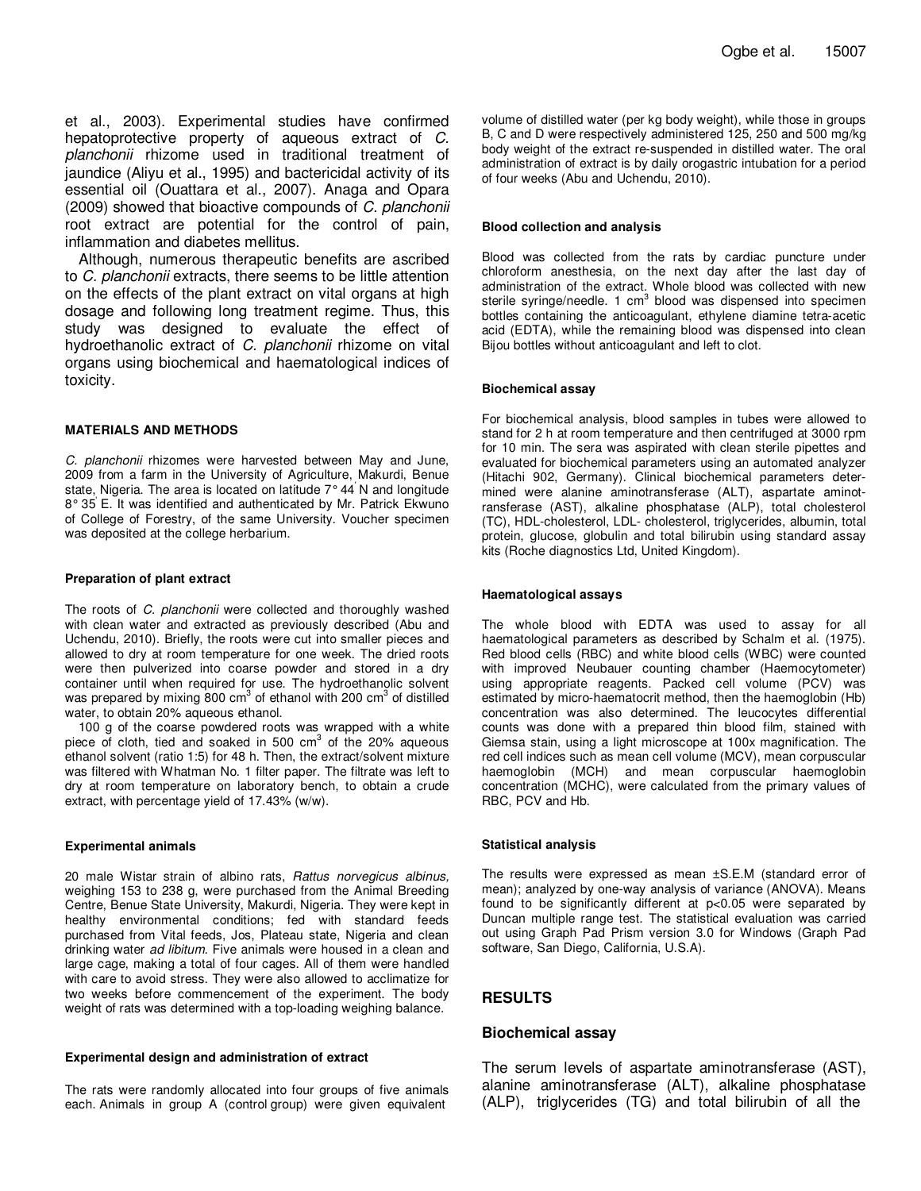et al., 2003). Experimental studies have confirmed hepatoprotective property of aqueous extract of *C. planchonii* rhizome used in traditional treatment of jaundice (Aliyu et al., 1995) and bactericidal activity of its essential oil (Ouattara et al., 2007). Anaga and Opara (2009) showed that bioactive compounds of *C. planchonii* root extract are potential for the control of pain, inflammation and diabetes mellitus.

Although, numerous therapeutic benefits are ascribed to *C. planchonii* extracts, there seems to be little attention on the effects of the plant extract on vital organs at high dosage and following long treatment regime. Thus, this study was designed to evaluate the effect of hydroethanolic extract of *C. planchonii* rhizome on vital organs using biochemical and haematological indices of toxicity.

## MATERIALS AND METHODS

*C. planchonii* rhizomes were harvested between May and June, 2009 from a farm in the University of Agriculture, Makurdi, Benue state, Nigeria. The area is located on latitude 7° 44' N and longitude 8° 35' E. It was identified and authenticated by Mr. Patrick Ekwuno of College of Forestry, of the same University. Voucher specimen was deposited at the college herbarium.

### Preparation of plant extract

The roots of *C. planchonii* were collected and thoroughly washed with clean water and extracted as previously described (Abu and Uchendu, 2010). Briefly, the roots were cut into smaller pieces and allowed to dry at room temperature for one week. The dried roots were then pulverized into coarse powder and stored in a dry container until when required for use. The hydroethanolic solvent was prepared by mixing 800 $cm^3$ of ethanol with 200 $cm^3$ of distilled water, to obtain 20% aqueous ethanol.

100 g of the coarse powdered roots was wrapped with a white piece of cloth, tied and soaked in 500 $cm^3$ of the 20% aqueous ethanol solvent (ratio 1:5) for 48 h. Then, the extract/solvent mixture was filtered with Whatman No. 1 filter paper. The filtrate was left to dry at room temperature on laboratory bench, to obtain a crude extract, with percentage yield of 17.43% (w/w).

### Experimental animals

20 male Wistar strain of albino rats, *Rattus norvegicus albinus,* weighing 153 to 238 g, were purchased from the Animal Breeding Centre, Benue State University, Makurdi, Nigeria. They were kept in healthy environmental conditions; fed with standard feeds purchased from Vital feeds, Jos, Plateau state, Nigeria and clean drinking water *ad libitum*. Five animals were housed in a clean and large cage, making a total of four cages. All of them were handled with care to avoid stress. They were also allowed to acclimatize for two weeks before commencement of the experiment. The body weight of rats was determined with a top-loading weighing balance.

### Experimental design and administration of extract

The rats were randomly allocated into four groups of five animals each. Animals in group A (control group) were given equivalent volume of distilled water (per kg body weight), while those in groups B, C and D were respectively administered 125, 250 and 500 mg/kg body weight of the extract re-suspended in distilled water. The oral administration of extract is by daily orogastric intubation for a period of four weeks (Abu and Uchendu, 2010).

### Blood collection and analysis

Blood was collected from the rats by cardiac puncture under chloroform anesthesia, on the next day after the last day of administration of the extract. Whole blood was collected with new sterile syringe/needle. 1 $cm^3$ blood was dispensed into specimen bottles containing the anticoagulant, ethylene diamine tetra-acetic acid (EDTA), while the remaining blood was dispensed into clean Bijou bottles without anticoagulant and left to clot.

### Biochemical assay

For biochemical analysis, blood samples in tubes were allowed to stand for 2 h at room temperature and then centrifuged at 3000 rpm for 10 min. The sera was aspirated with clean sterile pipettes and evaluated for biochemical parameters using an automated analyzer (Hitachi 902, Germany). Clinical biochemical parameters determined were alanine aminotransferase (ALT), aspartate aminotransferase (AST), alkaline phosphatase (ALP), total cholesterol (TC), HDL-cholesterol, LDL- cholesterol, triglycerides, albumin, total protein, glucose, globulin and total bilirubin using standard assay kits (Roche diagnostics Ltd, United Kingdom).

### Haematological assays

The whole blood with EDTA was used to assay for all haematological parameters as described by Schalm et al. (1975). Red blood cells (RBC) and white blood cells (WBC) were counted with improved Neubauer counting chamber (Haemocytometer) using appropriate reagents. Packed cell volume (PCV) was estimated by micro-haematocrit method, then the haemoglobin (Hb) concentration was also determined. The leucocytes differential counts was done with a prepared thin blood film, stained with Giemsa stain, using a light microscope at 100x magnification. The red cell indices such as mean cell volume (MCV), mean corpuscular haemoglobin (MCH) and mean corpuscular haemoglobin concentration (MCHC), were calculated from the primary values of RBC, PCV and Hb.

### Statistical analysis

The results were expressed as mean ±S.E.M (standard error of mean); analyzed by one-way analysis of variance (ANOVA). Means found to be significantly different at $p<0.05$ were separated by Duncan multiple range test. The statistical evaluation was carried out using Graph Pad Prism version 3.0 for Windows (Graph Pad software, San Diego, California, U.S.A).

## RESULTS

### Biochemical assay

The serum levels of aspartate aminotransferase (AST), alanine aminotransferase (ALT), alkaline phosphatase (ALP), triglycerides (TG) and total bilirubin of all the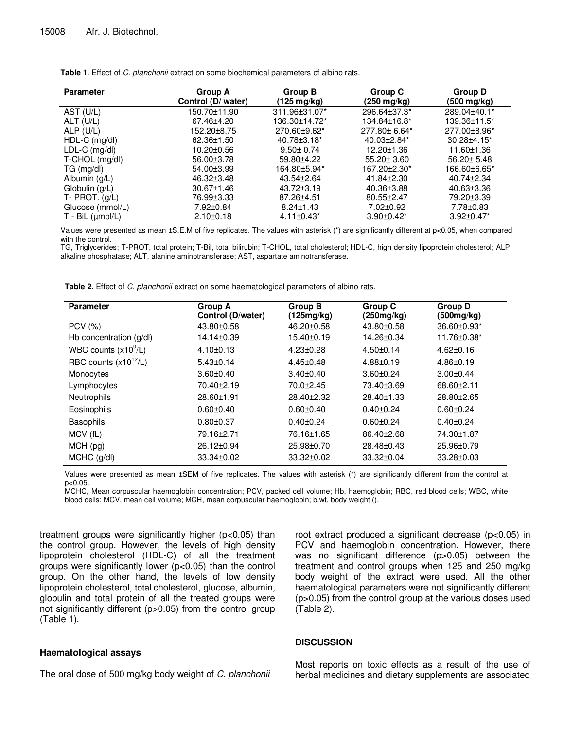**Table 1**. Effect of *C. planchonii* extract on some biochemical parameters of albino rats.

| Parameter | Group A Control (D/ water) | Group B (125 mg/kg) | Group C (250 mg/kg) | Group D (500 mg/kg) |
|---|---|---|---|---|
| AST (U/L) | 150.70±11.90 | 311.96±31.07* | 296.64±37.3* | 289.04±40.1* |
| ALT (U/L) | 67.46±4.20 | 136.30±14.72* | 134.84±16.8* | 139.36±11.5* |
| ALP (U/L) | 152.20±8.75 | 270.60±9.62* | 277.80± 6.64* | 277.00±8.96* |
| HDL-C (mg/dl) | 62.36±1.50 | 40.78±3.18* | 40.03±2.84* | 30.28±4.15* |
| LDL-C (mg/dl) | 10.20±0.56 | 9.50± 0.74 | 12.20±1.36 | 11.60±1.36 |
| T-CHOL (mg/dl) | 56.00±3.78 | 59.80±4.22 | 55.20± 3.60 | 56.20± 5.48 |
| TG (mg/dl) | 54.00±3.99 | 164.80±5.94* | 167.20±2.30* | 166.60±6.65* |
| Albumin (g/L) | 46.32±3.48 | 43.54±2.64 | 41.84±2.30 | 40.74±2.34 |
| Globulin (g/L) | 30.67±1.46 | 43.72±3.19 | 40.36±3.88 | 40.63±3.36 |
| T- PROT. (g/L) | 76.99±3.33 | 87.26±4.51 | 80.55±2.47 | 79.20±3.39 |
| Glucose (mmol/L) | 7.92±0.84 | 8.24±1.43 | 7.02±0.92 | 7.78±0.83 |
| T - BiL (µmol/L) | 2.10±0.18 | 4.11±0.43* | 3.90±0.42* | 3.92±0.47* |

Values were presented as mean ±S.E.M of five replicates. The values with asterisk (*) are significantly different at p<0.05, when compared with the control.

TG, Triglycerides; T-PROT, total protein; T-Bil, total bilirubin; T-CHOL, total cholesterol; HDL-C, high density lipoprotein cholesterol; ALP, alkaline phosphatase; ALT, alanine aminotransferase; AST, aspartate aminotransferase.

**Table 2.** Effect of *C. planchonii* extract on some haematological parameters of albino rats.

| Parameter | Group A Control (D/water) | Group B (125mg/kg) | Group C (250mg/kg) | Group D (500mg/kg) |
|---|---|---|---|---|
| PCV (%) | 43.80±0.58 | 46.20±0.58 | 43.80±0.58 | 36.60±0.93* |
| Hb concentration (g/dl) | 14.14±0.39 | 15.40±0.19 | 14.26±0.34 | 11.76±0.38* |
| WBC counts ($x10^9$/L) | 4.10±0.13 | 4.23±0.28 | 4.50±0.14 | 4.62±0.16 |
| RBC counts ($x10^{12}$/L) | 5.43±0.14 | 4.45±0.48 | 4.88±0.19 | 4.86±0.19 |
| Monocytes | 3.60±0.40 | 3.40±0.40 | 3.60±0.24 | 3.00±0.44 |
| Lymphocytes | 70.40±2.19 | 70.0±2.45 | 73.40±3.69 | 68.60±2.11 |
| Neutrophils | 28.60±1.91 | 28.40±2.32 | 28.40±1.33 | 28.80±2.65 |
| Eosinophils | 0.60±0.40 | 0.60±0.40 | 0.40±0.24 | 0.60±0.24 |
| Basophils | 0.80±0.37 | 0.40±0.24 | 0.60±0.24 | 0.40±0.24 |
| MCV (fL) | 79.16±2.71 | 76.16±1.65 | 86.40±2.68 | 74.30±1.87 |
| MCH (pg) | 26.12±0.94 | 25.98±0.70 | 28.48±0.43 | 25.96±0.79 |
| MCHC (g/dl) | 33.34±0.02 | 33.32±0.02 | 33.32±0.04 | 33.28±0.03 |

Values were presented as mean ±SEM of five replicates. The values with asterisk (*) are significantly different from the control at p<0.05.

MCHC, Mean corpuscular haemoglobin concentration; PCV, packed cell volume; Hb, haemoglobin; RBC, red blood cells; WBC, white blood cells; MCV, mean cell volume; MCH, mean corpuscular haemoglobin; b.wt, body weight ().

treatment groups were significantly higher ($p<0.05$) than the control group. However, the levels of high density lipoprotein cholesterol (HDL-C) of all the treatment groups were significantly lower ($p<0.05$) than the control group. On the other hand, the levels of low density lipoprotein cholesterol, total cholesterol, glucose, albumin, globulin and total protein of all the treated groups were not significantly different ($p>0.05$) from the control group (Table 1).

### Haematological assays

The oral dose of 500 mg/kg body weight of *C. planchonii* root extract produced a significant decrease ($p<0.05$) in PCV and haemoglobin concentration. However, there was no significant difference ($p>0.05$) between the treatment and control groups when 125 and 250 mg/kg body weight of the extract were used. All the other haematological parameters were not significantly different ($p>0.05$) from the control group at the various doses used (Table 2).

## DISCUSSION

Most reports on toxic effects as a result of the use of herbal medicines and dietary supplements are associated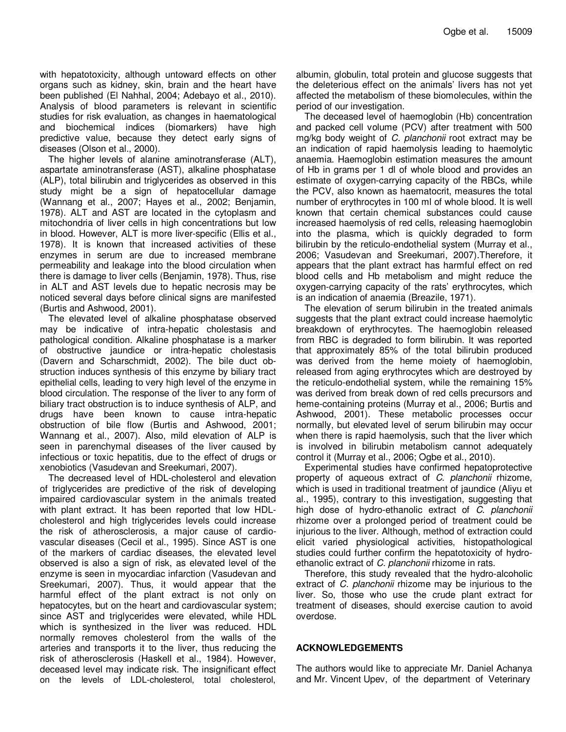with hepatotoxicity, although untoward effects on other organs such as kidney, skin, brain and the heart have been published (El Nahhal, 2004; Adebayo et al., 2010). Analysis of blood parameters is relevant in scientific studies for risk evaluation, as changes in haematological and biochemical indices (biomarkers) have high predictive value, because they detect early signs of diseases (Olson et al., 2000).

The higher levels of alanine aminotransferase (ALT), aspartate aminotransferase (AST), alkaline phosphatase (ALP), total bilirubin and triglycerides as observed in this study might be a sign of hepatocellular damage (Wannang et al., 2007; Hayes et al., 2002; Benjamin, 1978). ALT and AST are located in the cytoplasm and mitochondria of liver cells in high concentrations but low in blood. However, ALT is more liver-specific (Ellis et al., 1978). It is known that increased activities of these enzymes in serum are due to increased membrane permeability and leakage into the blood circulation when there is damage to liver cells (Benjamin, 1978). Thus, rise in ALT and AST levels due to hepatic necrosis may be noticed several days before clinical signs are manifested (Burtis and Ashwood, 2001).

The elevated level of alkaline phosphatase observed may be indicative of intra-hepatic cholestasis and pathological condition. Alkaline phosphatase is a marker of obstructive jaundice or intra-hepatic cholestasis (Davern and Scharschmidt, 2002). The bile duct obstruction induces synthesis of this enzyme by biliary tract epithelial cells, leading to very high level of the enzyme in blood circulation. The response of the liver to any form of biliary tract obstruction is to induce synthesis of ALP, and drugs have been known to cause intra-hepatic obstruction of bile flow (Burtis and Ashwood, 2001; Wannang et al., 2007). Also, mild elevation of ALP is seen in parenchymal diseases of the liver caused by infectious or toxic hepatitis, due to the effect of drugs or xenobiotics (Vasudevan and Sreekumari, 2007).

The decreased level of HDL-cholesterol and elevation of triglycerides are predictive of the risk of developing impaired cardiovascular system in the animals treated with plant extract. It has been reported that low HDL-cholesterol and high triglycerides levels could increase the risk of atherosclerosis, a major cause of cardio-vascular diseases (Cecil et al., 1995). Since AST is one of the markers of cardiac diseases, the elevated level observed is also a sign of risk, as elevated level of the enzyme is seen in myocardiac infarction (Vasudevan and Sreekumari, 2007). Thus, it would appear that the harmful effect of the plant extract is not only on hepatocytes, but on the heart and cardiovascular system; since AST and triglycerides were elevated, while HDL which is synthesized in the liver was reduced. HDL normally removes cholesterol from the walls of the arteries and transports it to the liver, thus reducing the risk of atherosclerosis (Haskell et al., 1984). However, deceased level may indicate risk. The insignificant effect on the levels of LDL-cholesterol, total cholesterol, albumin, globulin, total protein and glucose suggests that the deleterious effect on the animals' livers has not yet affected the metabolism of these biomolecules, within the period of our investigation.

The deceased level of haemoglobin (Hb) concentration and packed cell volume (PCV) after treatment with 500 mg/kg body weight of *C. planchonii* root extract may be an indication of rapid haemolysis leading to haemolytic anaemia. Haemoglobin estimation measures the amount of Hb in grams per 1 dl of whole blood and provides an estimate of oxygen-carrying capacity of the RBCs, while the PCV, also known as haematocrit, measures the total number of erythrocytes in 100 ml of whole blood. It is well known that certain chemical substances could cause increased haemolysis of red cells, releasing haemoglobin into the plasma, which is quickly degraded to form bilirubin by the reticulo-endothelial system (Murray et al., 2006; Vasudevan and Sreekumari, 2007).Therefore, it appears that the plant extract has harmful effect on red blood cells and Hb metabolism and might reduce the oxygen-carrying capacity of the rats' erythrocytes, which is an indication of anaemia (Breazile, 1971).

The elevation of serum bilirubin in the treated animals suggests that the plant extract could increase haemolytic breakdown of erythrocytes. The haemoglobin released from RBC is degraded to form bilirubin. It was reported that approximately 85% of the total bilirubin produced was derived from the heme moiety of haemoglobin, released from aging erythrocytes which are destroyed by the reticulo-endothelial system, while the remaining 15% was derived from break down of red cells precursors and heme-containing proteins (Murray et al., 2006; Burtis and Ashwood, 2001). These metabolic processes occur normally, but elevated level of serum bilirubin may occur when there is rapid haemolysis, such that the liver which is involved in bilirubin metabolism cannot adequately control it (Murray et al., 2006; Ogbe et al., 2010).

Experimental studies have confirmed hepatoprotective property of aqueous extract of *C. planchonii* rhizome, which is used in traditional treatment of jaundice (Aliyu et al., 1995), contrary to this investigation, suggesting that high dose of hydro-ethanolic extract of *C. planchonii* rhizome over a prolonged period of treatment could be injurious to the liver. Although, method of extraction could elicit varied physiological activities, histopathological studies could further confirm the hepatotoxicity of hydro-ethanolic extract of *C. planchonii* rhizome in rats.

Therefore, this study revealed that the hydro-alcoholic extract of *C. planchonii* rhizome may be injurious to the liver. So, those who use the crude plant extract for treatment of diseases, should exercise caution to avoid overdose.

## ACKNOWLEDGEMENTS

The authors would like to appreciate Mr. Daniel Achanya and Mr. Vincent Upev, of the department of Veterinary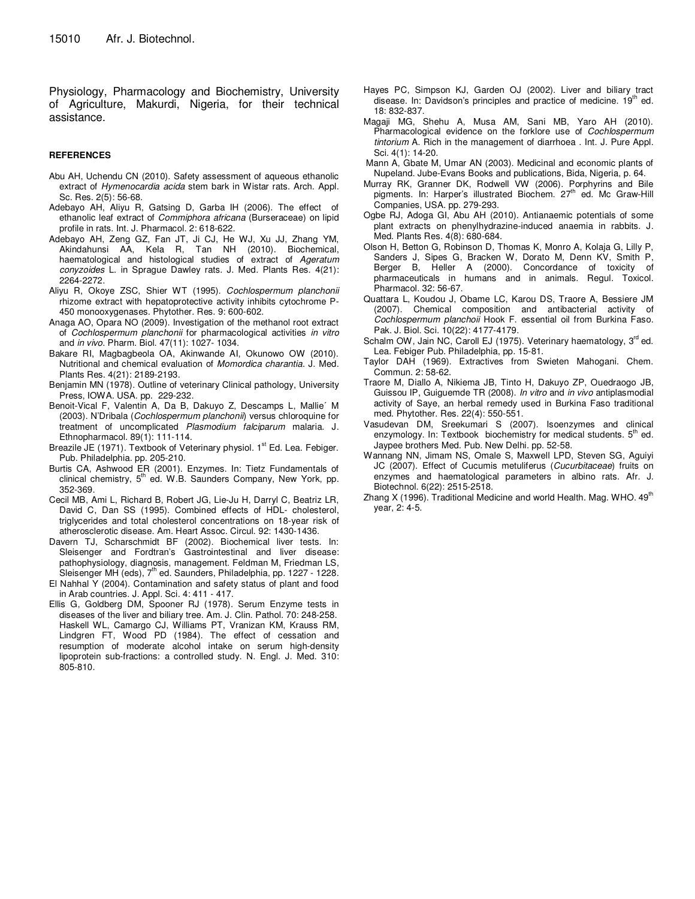Physiology, Pharmacology and Biochemistry, University of Agriculture, Makurdi, Nigeria, for their technical assistance.

**REFERENCES**

Abu AH, Uchendu CN (2010). Safety assessment of aqueous ethanolic extract of *Hymenocardia acida* stem bark in Wistar rats. Arch. Appl. Sc. Res. 2(5): 56-68.

Adebayo AH, Aliyu R, Gatsing D, Garba IH (2006). The effect of ethanolic leaf extract of *Commiphora africana* (Burseraceae) on lipid profile in rats. Int. J. Pharmacol. 2: 618-622.

Adebayo AH, Zeng GZ, Fan JT, Ji CJ, He WJ, Xu JJ, Zhang YM, Akindahunsi AA, Kela R, Tan NH (2010). Biochemical, haematological and histological studies of extract of *Ageratum conyzoides* L. in Sprague Dawley rats. J. Med. Plants Res. 4(21): 2264-2272.

Aliyu R, Okoye ZSC, Shier WT (1995). *Cochlospermum planchonii* rhizome extract with hepatoprotective activity inhibits cytochrome P-450 monooxygenases. Phytother. Res. 9: 600-602.

Anaga AO, Opara NO (2009). Investigation of the methanol root extract of *Cochlospermum planchonii* for pharmacological activities *in vitro* and *in vivo*. Pharm. Biol. 47(11): 1027- 1034.

Bakare RI, Magbagbeola OA, Akinwande AI, Okunowo OW (2010). Nutritional and chemical evaluation of *Momordica charantia*. J. Med. Plants Res. 4(21): 2189-2193.

Benjamin MN (1978). Outline of veterinary Clinical pathology, University Press, IOWA. USA. pp. 229-232.

Benoit-Vical F, Valentin A, Da B, Dakuyo Z, Descamps L, Mallie´ M (2003). N'Dribala (*Cochlospermum planchonii*) versus chloroquine for treatment of uncomplicated *Plasmodium falciparum* malaria. J. Ethnopharmacol. 89(1): 111-114.

Breazile JE (1971). Textbook of Veterinary physiol. 1st Ed. Lea. Febiger. Pub. Philadelphia. pp. 205-210.

Burtis CA, Ashwood ER (2001). Enzymes. In: Tietz Fundamentals of clinical chemistry, 5th ed. W.B. Saunders Company, New York, pp. 352-369.

Cecil MB, Ami L, Richard B, Robert JG, Lie-Ju H, Darryl C, Beatriz LR, David C, Dan SS (1995). Combined effects of HDL- cholesterol, triglycerides and total cholesterol concentrations on 18-year risk of atherosclerotic disease. Am. Heart Assoc. Circul. 92: 1430-1436.

Davern TJ, Scharschmidt BF (2002). Biochemical liver tests. In: Sleisenger and Fordtran's Gastrointestinal and liver disease: pathophysiology, diagnosis, management. Feldman M, Friedman LS, Sleisenger MH (eds), 7th ed. Saunders, Philadelphia, pp. 1227 - 1228.

El Nahhal Y (2004). Contamination and safety status of plant and food in Arab countries. J. Appl. Sci. 4: 411 - 417.

Ellis G, Goldberg DM, Spooner RJ (1978). Serum Enzyme tests in diseases of the liver and biliary tree. Am. J. Clin. Pathol. 70: 248-258.

Haskell WL, Camargo CJ, Williams PT, Vranizan KM, Krauss RM, Lindgren FT, Wood PD (1984). The effect of cessation and resumption of moderate alcohol intake on serum high-density lipoprotein sub-fractions: a controlled study. N. Engl. J. Med. 310: 805-810.

Hayes PC, Simpson KJ, Garden OJ (2002). Liver and biliary tract disease. In: Davidson's principles and practice of medicine. 19th ed. 18: 832-837.

Magaji MG, Shehu A, Musa AM, Sani MB, Yaro AH (2010). Pharmacological evidence on the forklore use of *Cochlospermum tintorium* A. Rich in the management of diarrhoea . Int. J. Pure Appl. Sci. 4(1): 14-20.

Mann A, Gbate M, Umar AN (2003). Medicinal and economic plants of Nupeland. Jube-Evans Books and publications, Bida, Nigeria, p. 64.

Murray RK, Granner DK, Rodwell VW (2006). Porphyrins and Bile pigments. In: Harper's illustrated Biochem. 27th ed. Mc Graw-Hill Companies, USA. pp. 279-293.

Ogbe RJ, Adoga GI, Abu AH (2010). Antianaemic potentials of some plant extracts on phenylhydrazine-induced anaemia in rabbits. J. Med. Plants Res. 4(8): 680-684.

Olson H, Betton G, Robinson D, Thomas K, Monro A, Kolaja G, Lilly P, Sanders J, Sipes G, Bracken W, Dorato M, Denn KV, Smith P, Berger B, Heller A (2000). Concordance of toxicity of pharmaceuticals in humans and in animals. Regul. Toxicol. Pharmacol. 32: 56-67.

Quattara L, Koudou J, Obame LC, Karou DS, Traore A, Bessiere JM (2007). Chemical composition and antibacterial activity of *Cochlospermum planchoii* Hook F. essential oil from Burkina Faso. Pak. J. Biol. Sci. 10(22): 4177-4179.

Schalm OW, Jain NC, Caroll EJ (1975). Veterinary haematology, 3rd ed. Lea. Febiger Pub. Philadelphia, pp. 15-81.

Taylor DAH (1969). Extractives from Swieten Mahogani. Chem. Commun. 2: 58-62.

Traore M, Diallo A, Nikiema JB, Tinto H, Dakuyo ZP, Ouedraogo JB, Guissou IP, Guiguemde TR (2008). *In vitro* and *in vivo* antiplasmodial activity of Saye, an herbal remedy used in Burkina Faso traditional med. Phytother. Res. 22(4): 550-551.

Vasudevan DM, Sreekumari S (2007). Isoenzymes and clinical enzymology. In: Textbook biochemistry for medical students. 5th ed. Jaypee brothers Med. Pub. New Delhi. pp. 52-58.

Wannang NN, Jimam NS, Omale S, Maxwell LPD, Steven SG, Aguiyi JC (2007). Effect of Cucumis metuliferus (*Cucurbitaceae*) fruits on enzymes and haematological parameters in albino rats. Afr. J. Biotechnol. 6(22): 2515-2518.

Zhang X (1996). Traditional Medicine and world Health. Mag. WHO. 49th year, 2: 4-5.